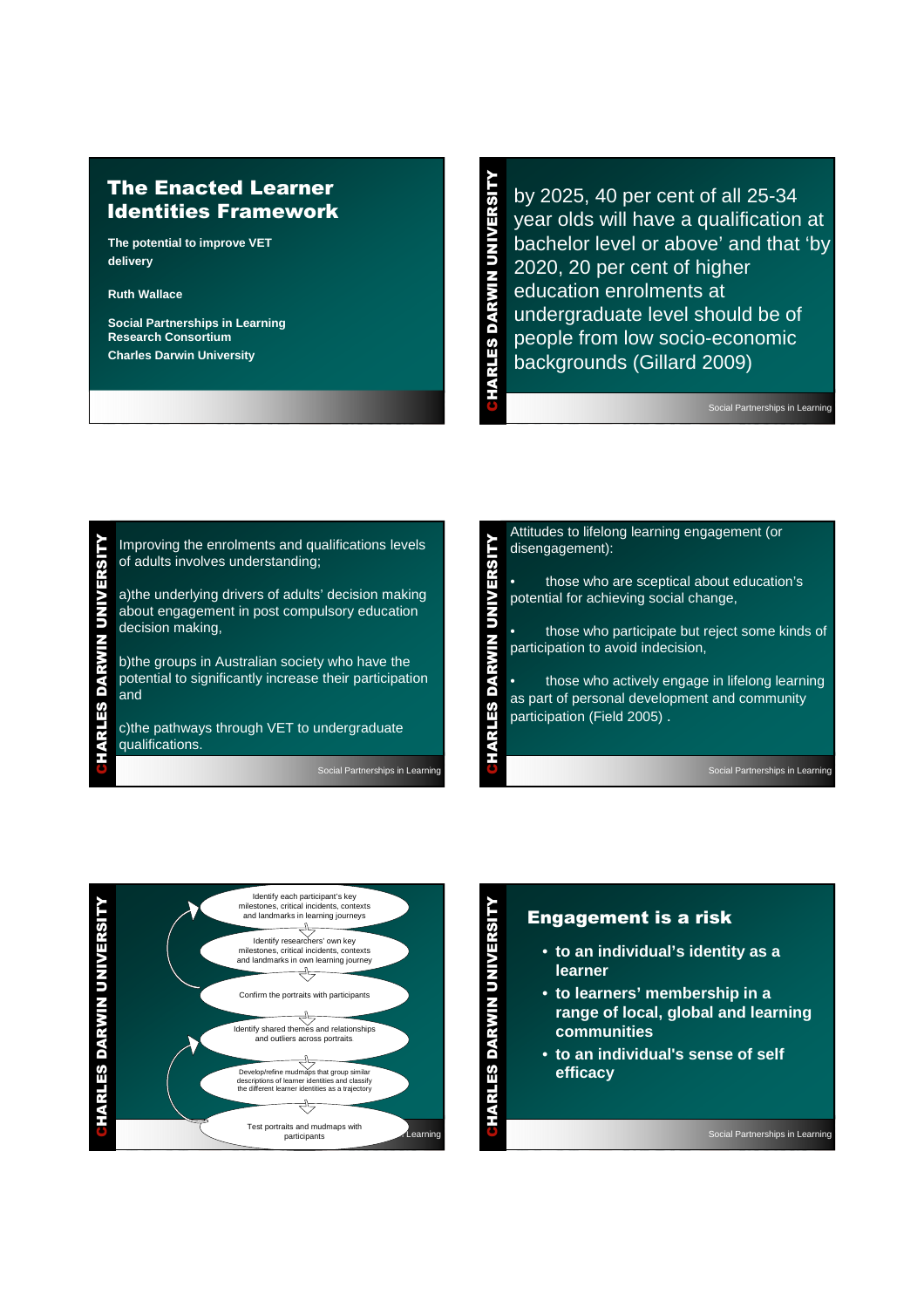# The Enacted Learner Identities Framework

**The potential to improve VET delivery**

**Ruth Wallace**

**Social Partnerships in Learning Research Consortium**

**Charles Darwin University**

---

by 2025, 40 per cent of all 25-34 year olds will have a qualification at bachelor level or above' and that 'by 2020, 20 per cent of higher education enrolments at undergraduate level should be of people from low socio-economic backgrounds (Gillard 2009)

---

Improving the enrolments and qualifications levels of adults involves understanding;

a)the underlying drivers of adults' decision making about engagement in post compulsory education decision making,

b)the groups in Australian society who have the potential to significantly increase their participation and

c)the pathways through VET to undergraduate qualifications.

---

Attitudes to lifelong learning engagement (or disengagement):

- those who are sceptical about education's potential for achieving social change,
- those who participate but reject some kinds of participation to avoid indecision,
- those who actively engage in lifelong learning as part of personal development and community participation (Field 2005) .

---

Identify each participant's key milestones, critical incidents, contexts and landmarks in learning journeys

Identify researchers' own key milestones, critical incidents, contexts and landmarks in own learning journey

Confirm the portraits with participants

Identify shared themes and relationships and outliers across portraits

Develop/refine mudmaps that group similar descriptions of learner identities and classify the different learner identities as a trajectory

Test portraits and mudmaps with participants

---

## Engagement is a risk

- **to an individual's identity as a learner**
- **to learners' membership in a range of local, global and learning communities**
- **to an individual's sense of self efficacy**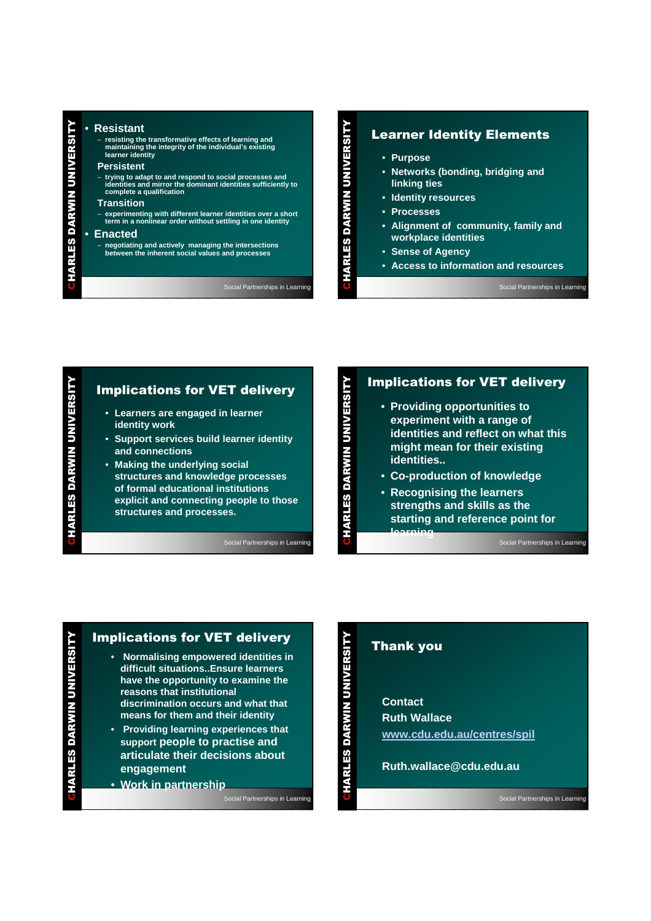- **Resistant**
  - resisting the transformative effects of learning and maintaining the integrity of the individual's existing learner identity

  **Persistent**
  - trying to adapt to and respond to social processes and identities and mirror the dominant identities sufficiently to complete a qualification

  **Transition**
  - experimenting with different learner identities over a short term in a nonlinear order without settling in one identity
- **Enacted**
  - negotiating and actively managing the intersections between the inherent social values and processes

## Learner Identity Elements

- Purpose
- Networks (bonding, bridging and linking ties
- Identity resources
- Processes
- Alignment of community, family and workplace identities
- Sense of Agency
- Access to information and resources

## Implications for VET delivery

- Learners are engaged in learner identity work
- Support services build learner identity and connections
- Making the underlying social structures and knowledge processes of formal educational institutions explicit and connecting people to those structures and processes.

## Implications for VET delivery

- Providing opportunities to experiment with a range of identities and reflect on what this might mean for their existing identities..
- Co-production of knowledge
- Recognising the learners strengths and skills as the starting and reference point for learning

## Implications for VET delivery

- Normalising empowered identities in difficult situations..Ensure learners have the opportunity to examine the reasons that institutional discrimination occurs and what that means for them and their identity
- Providing learning experiences that support people to practise and articulate their decisions about engagement
- Work in partnership

## Thank you

Contact

Ruth Wallace

www.cdu.edu.au/centres/spil

Ruth.wallace@cdu.edu.au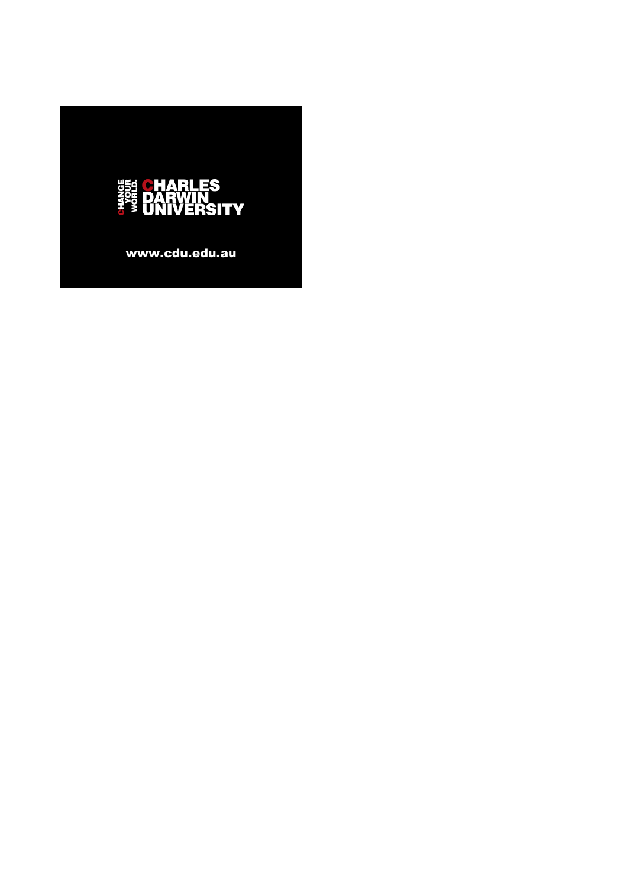CHANGE YOUR WORLD.

CHARLES DARWIN UNIVERSITY

www.cdu.edu.au